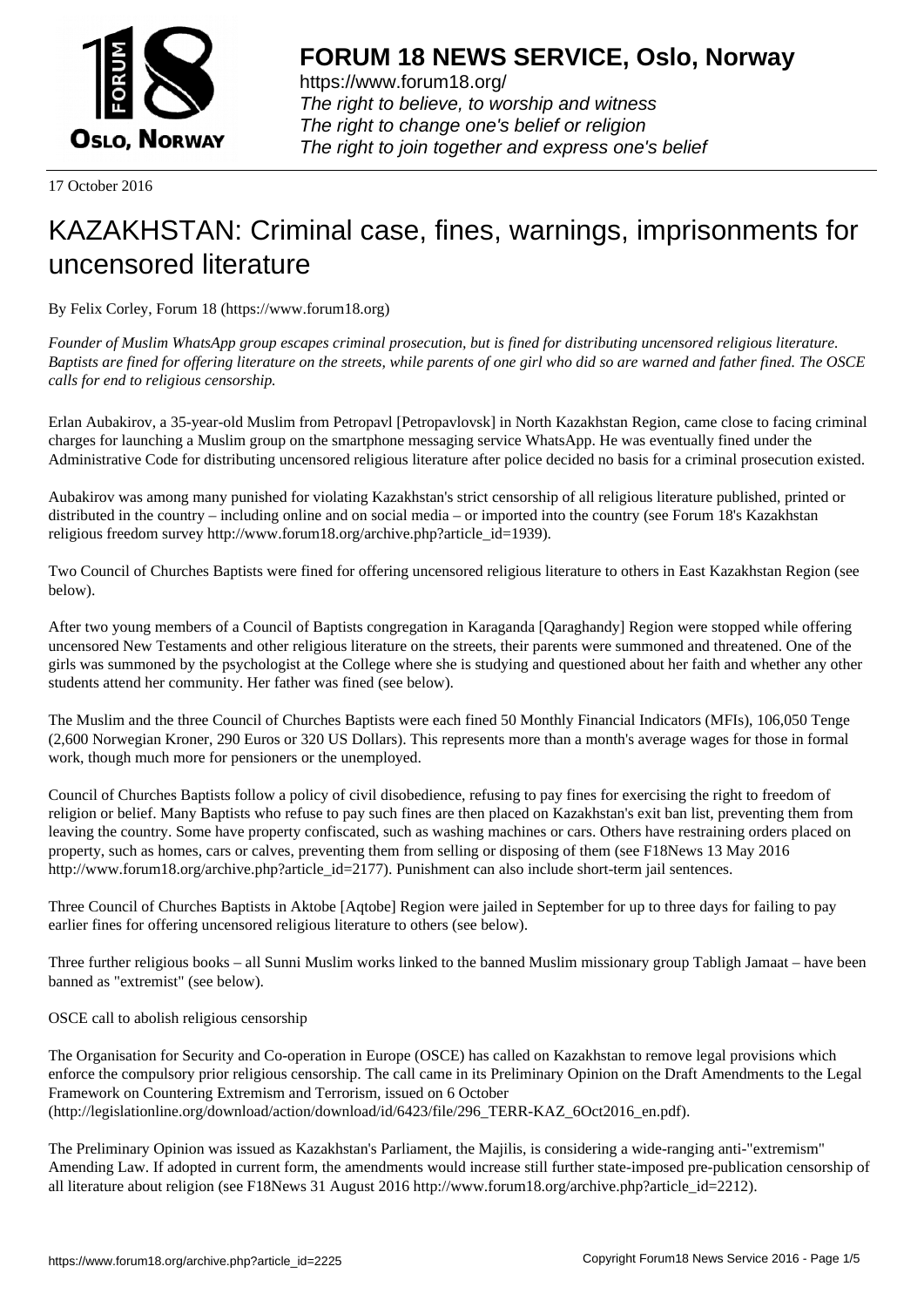# FORUM 18 NEWS SERVICE, Oslo, Norway

https://www.forum18.org/
*The right to believe, to worship and witness*
*The right to change one's belief or religion*
*The right to join together and express one's belief*

17 October 2016

# KAZAKHSTAN: Criminal case, fines, warnings, imprisonments for uncensored literature

By Felix Corley, Forum 18 (https://www.forum18.org)

*Founder of Muslim WhatsApp group escapes criminal prosecution, but is fined for distributing uncensored religious literature. Baptists are fined for offering literature on the streets, while parents of one girl who did so are warned and father fined. The OSCE calls for end to religious censorship.*

Erlan Aubakirov, a 35-year-old Muslim from Petropavl [Petropavlovsk] in North Kazakhstan Region, came close to facing criminal charges for launching a Muslim group on the smartphone messaging service WhatsApp. He was eventually fined under the Administrative Code for distributing uncensored religious literature after police decided no basis for a criminal prosecution existed.

Aubakirov was among many punished for violating Kazakhstan's strict censorship of all religious literature published, printed or distributed in the country – including online and on social media – or imported into the country (see Forum 18's Kazakhstan religious freedom survey http://www.forum18.org/archive.php?article_id=1939).

Two Council of Churches Baptists were fined for offering uncensored religious literature to others in East Kazakhstan Region (see below).

After two young members of a Council of Baptists congregation in Karaganda [Qaraghandy] Region were stopped while offering uncensored New Testaments and other religious literature on the streets, their parents were summoned and threatened. One of the girls was summoned by the psychologist at the College where she is studying and questioned about her faith and whether any other students attend her community. Her father was fined (see below).

The Muslim and the three Council of Churches Baptists were each fined 50 Monthly Financial Indicators (MFIs), 106,050 Tenge (2,600 Norwegian Kroner, 290 Euros or 320 US Dollars). This represents more than a month's average wages for those in formal work, though much more for pensioners or the unemployed.

Council of Churches Baptists follow a policy of civil disobedience, refusing to pay fines for exercising the right to freedom of religion or belief. Many Baptists who refuse to pay such fines are then placed on Kazakhstan's exit ban list, preventing them from leaving the country. Some have property confiscated, such as washing machines or cars. Others have restraining orders placed on property, such as homes, cars or calves, preventing them from selling or disposing of them (see F18News 13 May 2016 http://www.forum18.org/archive.php?article_id=2177). Punishment can also include short-term jail sentences.

Three Council of Churches Baptists in Aktobe [Aqtobe] Region were jailed in September for up to three days for failing to pay earlier fines for offering uncensored religious literature to others (see below).

Three further religious books – all Sunni Muslim works linked to the banned Muslim missionary group Tabligh Jamaat – have been banned as "extremist" (see below).

OSCE call to abolish religious censorship

The Organisation for Security and Co-operation in Europe (OSCE) has called on Kazakhstan to remove legal provisions which enforce the compulsory prior religious censorship. The call came in its Preliminary Opinion on the Draft Amendments to the Legal Framework on Countering Extremism and Terrorism, issued on 6 October (http://legislationline.org/download/action/download/id/6423/file/296_TERR-KAZ_6Oct2016_en.pdf).

The Preliminary Opinion was issued as Kazakhstan's Parliament, the Majilis, is considering a wide-ranging anti-"extremism" Amending Law. If adopted in current form, the amendments would increase still further state-imposed pre-publication censorship of all literature about religion (see F18News 31 August 2016 http://www.forum18.org/archive.php?article_id=2212).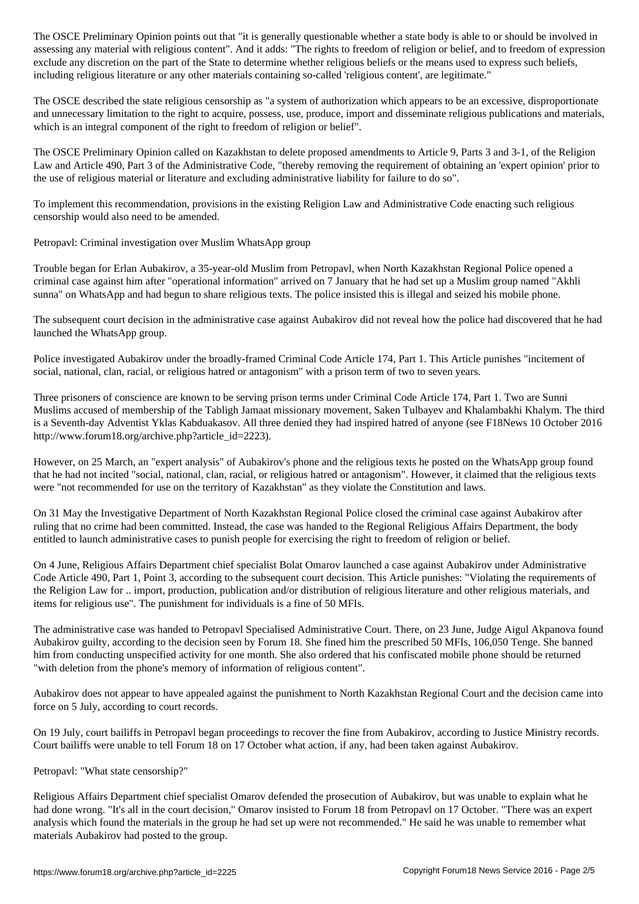The OSCE Preliminary Opinion points out that "it is generally questionable whether a state body is able to or should be involved in assessing any material with religious content". And it adds: "The rights to freedom of religion or belief, and to freedom of expression exclude any discretion on the part of the State to determine whether religious beliefs or the means used to express such beliefs, including religious literature or any other materials containing so-called 'religious content', are legitimate."

The OSCE described the state religious censorship as "a system of authorization which appears to be an excessive, disproportionate and unnecessary limitation to the right to acquire, possess, use, produce, import and disseminate religious publications and materials, which is an integral component of the right to freedom of religion or belief".

The OSCE Preliminary Opinion called on Kazakhstan to delete proposed amendments to Article 9, Parts 3 and 3-1, of the Religion Law and Article 490, Part 3 of the Administrative Code, "thereby removing the requirement of obtaining an 'expert opinion' prior to the use of religious material or literature and excluding administrative liability for failure to do so".

To implement this recommendation, provisions in the existing Religion Law and Administrative Code enacting such religious censorship would also need to be amended.

## Petropavl: Criminal investigation over Muslim WhatsApp group

Trouble began for Erlan Aubakirov, a 35-year-old Muslim from Petropavl, when North Kazakhstan Regional Police opened a criminal case against him after "operational information" arrived on 7 January that he had set up a Muslim group named "Akhli sunna" on WhatsApp and had begun to share religious texts. The police insisted this is illegal and seized his mobile phone.

The subsequent court decision in the administrative case against Aubakirov did not reveal how the police had discovered that he had launched the WhatsApp group.

Police investigated Aubakirov under the broadly-framed Criminal Code Article 174, Part 1. This Article punishes "incitement of social, national, clan, racial, or religious hatred or antagonism" with a prison term of two to seven years.

Three prisoners of conscience are known to be serving prison terms under Criminal Code Article 174, Part 1. Two are Sunni Muslims accused of membership of the Tabligh Jamaat missionary movement, Saken Tulbayev and Khalambakhi Khalym. The third is a Seventh-day Adventist Yklas Kabduakasov. All three denied they had inspired hatred of anyone (see F18News 10 October 2016 http://www.forum18.org/archive.php?article_id=2223).

However, on 25 March, an "expert analysis" of Aubakirov's phone and the religious texts he posted on the WhatsApp group found that he had not incited "social, national, clan, racial, or religious hatred or antagonism". However, it claimed that the religious texts were "not recommended for use on the territory of Kazakhstan" as they violate the Constitution and laws.

On 31 May the Investigative Department of North Kazakhstan Regional Police closed the criminal case against Aubakirov after ruling that no crime had been committed. Instead, the case was handed to the Regional Religious Affairs Department, the body entitled to launch administrative cases to punish people for exercising the right to freedom of religion or belief.

On 4 June, Religious Affairs Department chief specialist Bolat Omarov launched a case against Aubakirov under Administrative Code Article 490, Part 1, Point 3, according to the subsequent court decision. This Article punishes: "Violating the requirements of the Religion Law for .. import, production, publication and/or distribution of religious literature and other religious materials, and items for religious use". The punishment for individuals is a fine of 50 MFIs.

The administrative case was handed to Petropavl Specialised Administrative Court. There, on 23 June, Judge Aigul Akpanova found Aubakirov guilty, according to the decision seen by Forum 18. She fined him the prescribed 50 MFIs, 106,050 Tenge. She banned him from conducting unspecified activity for one month. She also ordered that his confiscated mobile phone should be returned "with deletion from the phone's memory of information of religious content".

Aubakirov does not appear to have appealed against the punishment to North Kazakhstan Regional Court and the decision came into force on 5 July, according to court records.

On 19 July, court bailiffs in Petropavl began proceedings to recover the fine from Aubakirov, according to Justice Ministry records. Court bailiffs were unable to tell Forum 18 on 17 October what action, if any, had been taken against Aubakirov.

## Petropavl: "What state censorship?"

Religious Affairs Department chief specialist Omarov defended the prosecution of Aubakirov, but was unable to explain what he had done wrong. "It's all in the court decision," Omarov insisted to Forum 18 from Petropavl on 17 October. "There was an expert analysis which found the materials in the group he had set up were not recommended." He said he was unable to remember what materials Aubakirov had posted to the group.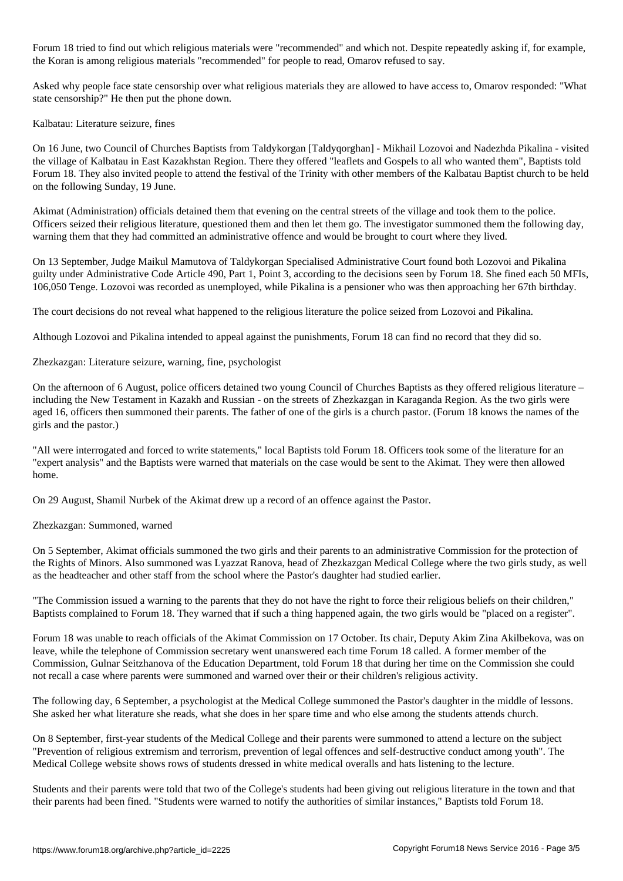Forum 18 tried to find out which religious materials were "recommended" and which not. Despite repeatedly asking if, for example, the Koran is among religious materials "recommended" for people to read, Omarov refused to say.

Asked why people face state censorship over what religious materials they are allowed to have access to, Omarov responded: "What state censorship?" He then put the phone down.

Kalbatau: Literature seizure, fines

On 16 June, two Council of Churches Baptists from Taldykorgan [Taldyqorghan] - Mikhail Lozovoi and Nadezhda Pikalina - visited the village of Kalbatau in East Kazakhstan Region. There they offered "leaflets and Gospels to all who wanted them", Baptists told Forum 18. They also invited people to attend the festival of the Trinity with other members of the Kalbatau Baptist church to be held on the following Sunday, 19 June.

Akimat (Administration) officials detained them that evening on the central streets of the village and took them to the police. Officers seized their religious literature, questioned them and then let them go. The investigator summoned them the following day, warning them that they had committed an administrative offence and would be brought to court where they lived.

On 13 September, Judge Maikul Mamutova of Taldykorgan Specialised Administrative Court found both Lozovoi and Pikalina guilty under Administrative Code Article 490, Part 1, Point 3, according to the decisions seen by Forum 18. She fined each 50 MFIs, 106,050 Tenge. Lozovoi was recorded as unemployed, while Pikalina is a pensioner who was then approaching her 67th birthday.

The court decisions do not reveal what happened to the religious literature the police seized from Lozovoi and Pikalina.

Although Lozovoi and Pikalina intended to appeal against the punishments, Forum 18 can find no record that they did so.

Zhezkazgan: Literature seizure, warning, fine, psychologist

On the afternoon of 6 August, police officers detained two young Council of Churches Baptists as they offered religious literature – including the New Testament in Kazakh and Russian - on the streets of Zhezkazgan in Karaganda Region. As the two girls were aged 16, officers then summoned their parents. The father of one of the girls is a church pastor. (Forum 18 knows the names of the girls and the pastor.)

"All were interrogated and forced to write statements," local Baptists told Forum 18. Officers took some of the literature for an "expert analysis" and the Baptists were warned that materials on the case would be sent to the Akimat. They were then allowed home.

On 29 August, Shamil Nurbek of the Akimat drew up a record of an offence against the Pastor.

Zhezkazgan: Summoned, warned

On 5 September, Akimat officials summoned the two girls and their parents to an administrative Commission for the protection of the Rights of Minors. Also summoned was Lyazzat Ranova, head of Zhezkazgan Medical College where the two girls study, as well as the headteacher and other staff from the school where the Pastor's daughter had studied earlier.

"The Commission issued a warning to the parents that they do not have the right to force their religious beliefs on their children," Baptists complained to Forum 18. They warned that if such a thing happened again, the two girls would be "placed on a register".

Forum 18 was unable to reach officials of the Akimat Commission on 17 October. Its chair, Deputy Akim Zina Akilbekova, was on leave, while the telephone of Commission secretary went unanswered each time Forum 18 called. A former member of the Commission, Gulnar Seitzhanova of the Education Department, told Forum 18 that during her time on the Commission she could not recall a case where parents were summoned and warned over their or their children's religious activity.

The following day, 6 September, a psychologist at the Medical College summoned the Pastor's daughter in the middle of lessons. She asked her what literature she reads, what she does in her spare time and who else among the students attends church.

On 8 September, first-year students of the Medical College and their parents were summoned to attend a lecture on the subject "Prevention of religious extremism and terrorism, prevention of legal offences and self-destructive conduct among youth". The Medical College website shows rows of students dressed in white medical overalls and hats listening to the lecture.

Students and their parents were told that two of the College's students had been giving out religious literature in the town and that their parents had been fined. "Students were warned to notify the authorities of similar instances," Baptists told Forum 18.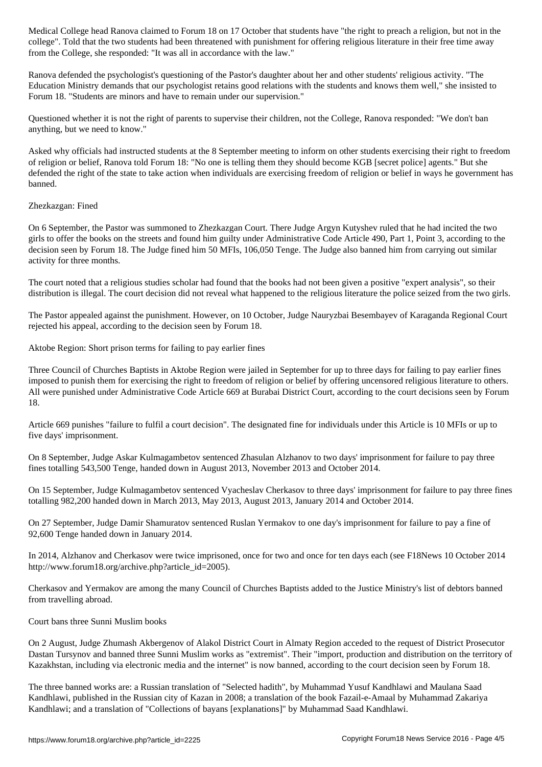Medical College head Ranova claimed to Forum 18 on 17 October that students have "the right to preach a religion, but not in the college". Told that the two students had been threatened with punishment for offering religious literature in their free time away from the College, she responded: "It was all in accordance with the law."

Ranova defended the psychologist's questioning of the Pastor's daughter about her and other students' religious activity. "The Education Ministry demands that our psychologist retains good relations with the students and knows them well," she insisted to Forum 18. "Students are minors and have to remain under our supervision."

Questioned whether it is not the right of parents to supervise their children, not the College, Ranova responded: "We don't ban anything, but we need to know."

Asked why officials had instructed students at the 8 September meeting to inform on other students exercising their right to freedom of religion or belief, Ranova told Forum 18: "No one is telling them they should become KGB [secret police] agents." But she defended the right of the state to take action when individuals are exercising freedom of religion or belief in ways he government has banned.

## Zhezkazgan: Fined

On 6 September, the Pastor was summoned to Zhezkazgan Court. There Judge Argyn Kutyshev ruled that he had incited the two girls to offer the books on the streets and found him guilty under Administrative Code Article 490, Part 1, Point 3, according to the decision seen by Forum 18. The Judge fined him 50 MFIs, 106,050 Tenge. The Judge also banned him from carrying out similar activity for three months.

The court noted that a religious studies scholar had found that the books had not been given a positive "expert analysis", so their distribution is illegal. The court decision did not reveal what happened to the religious literature the police seized from the two girls.

The Pastor appealed against the punishment. However, on 10 October, Judge Nauryzbai Besembayev of Karaganda Regional Court rejected his appeal, according to the decision seen by Forum 18.

## Aktobe Region: Short prison terms for failing to pay earlier fines

Three Council of Churches Baptists in Aktobe Region were jailed in September for up to three days for failing to pay earlier fines imposed to punish them for exercising the right to freedom of religion or belief by offering uncensored religious literature to others. All were punished under Administrative Code Article 669 at Burabai District Court, according to the court decisions seen by Forum 18.

Article 669 punishes "failure to fulfil a court decision". The designated fine for individuals under this Article is 10 MFIs or up to five days' imprisonment.

On 8 September, Judge Askar Kulmagambetov sentenced Zhasulan Alzhanov to two days' imprisonment for failure to pay three fines totalling 543,500 Tenge, handed down in August 2013, November 2013 and October 2014.

On 15 September, Judge Kulmagambetov sentenced Vyacheslav Cherkasov to three days' imprisonment for failure to pay three fines totalling 982,200 handed down in March 2013, May 2013, August 2013, January 2014 and October 2014.

On 27 September, Judge Damir Shamuratov sentenced Ruslan Yermakov to one day's imprisonment for failure to pay a fine of 92,600 Tenge handed down in January 2014.

In 2014, Alzhanov and Cherkasov were twice imprisoned, once for two and once for ten days each (see F18News 10 October 2014 http://www.forum18.org/archive.php?article_id=2005).

Cherkasov and Yermakov are among the many Council of Churches Baptists added to the Justice Ministry's list of debtors banned from travelling abroad.

## Court bans three Sunni Muslim books

On 2 August, Judge Zhumash Akbergenov of Alakol District Court in Almaty Region acceded to the request of District Prosecutor Dastan Tursynov and banned three Sunni Muslim works as "extremist". Their "import, production and distribution on the territory of Kazakhstan, including via electronic media and the internet" is now banned, according to the court decision seen by Forum 18.

The three banned works are: a Russian translation of "Selected hadith", by Muhammad Yusuf Kandhlawi and Maulana Saad Kandhlawi, published in the Russian city of Kazan in 2008; a translation of the book Fazail-e-Amaal by Muhammad Zakariya Kandhlawi; and a translation of "Collections of bayans [explanations]" by Muhammad Saad Kandhlawi.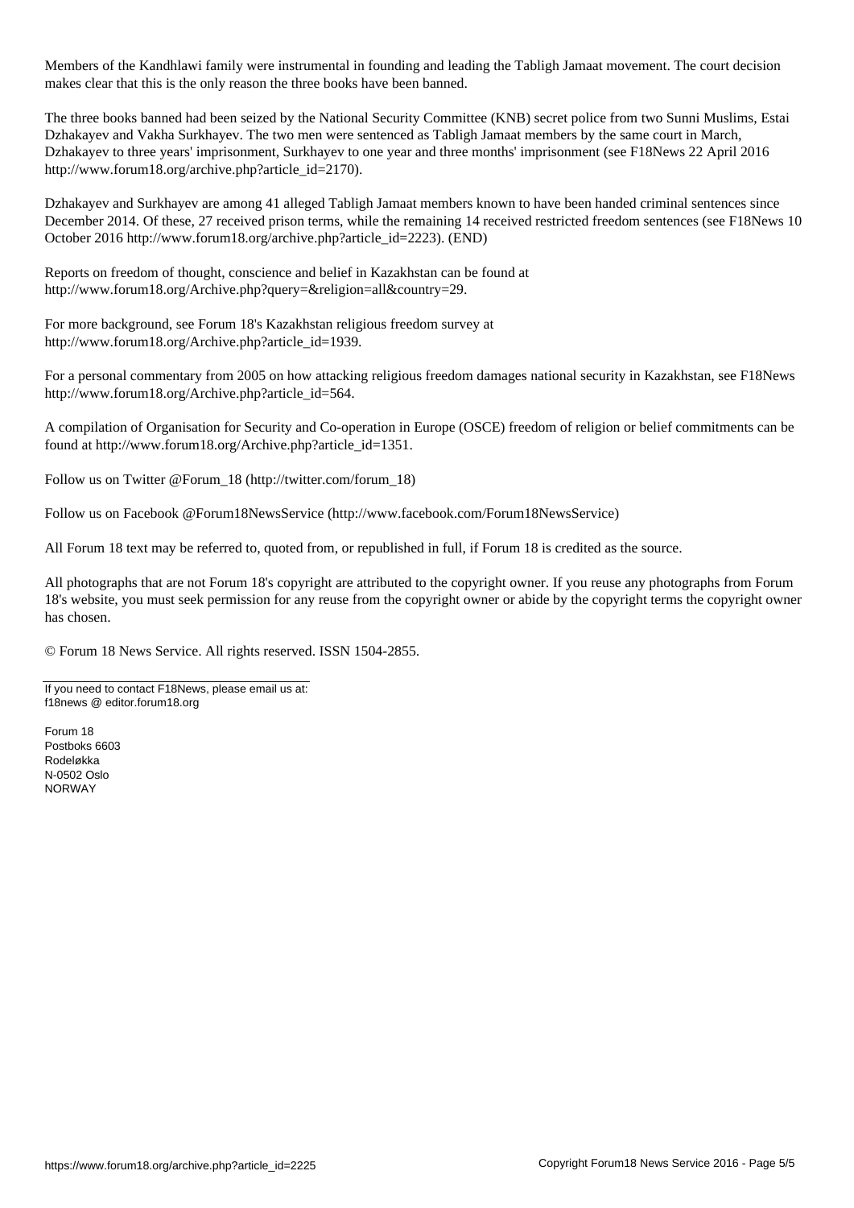Members of the Kandhlawi family were instrumental in founding and leading the Tabligh Jamaat movement. The court decision makes clear that this is the only reason the three books have been banned.

The three books banned had been seized by the National Security Committee (KNB) secret police from two Sunni Muslims, Estai Dzhakayev and Vakha Surkhayev. The two men were sentenced as Tabligh Jamaat members by the same court in March, Dzhakayev to three years' imprisonment, Surkhayev to one year and three months' imprisonment (see F18News 22 April 2016 http://www.forum18.org/archive.php?article_id=2170).

Dzhakayev and Surkhayev are among 41 alleged Tabligh Jamaat members known to have been handed criminal sentences since December 2014. Of these, 27 received prison terms, while the remaining 14 received restricted freedom sentences (see F18News 10 October 2016 http://www.forum18.org/archive.php?article_id=2223). (END)

Reports on freedom of thought, conscience and belief in Kazakhstan can be found at http://www.forum18.org/Archive.php?query=&religion=all&country=29.

For more background, see Forum 18's Kazakhstan religious freedom survey at http://www.forum18.org/Archive.php?article_id=1939.

For a personal commentary from 2005 on how attacking religious freedom damages national security in Kazakhstan, see F18News http://www.forum18.org/Archive.php?article_id=564.

A compilation of Organisation for Security and Co-operation in Europe (OSCE) freedom of religion or belief commitments can be found at http://www.forum18.org/Archive.php?article_id=1351.

Follow us on Twitter @Forum_18 (http://twitter.com/forum_18)

Follow us on Facebook @Forum18NewsService (http://www.facebook.com/Forum18NewsService)

All Forum 18 text may be referred to, quoted from, or republished in full, if Forum 18 is credited as the source.

All photographs that are not Forum 18's copyright are attributed to the copyright owner. If you reuse any photographs from Forum 18's website, you must seek permission for any reuse from the copyright owner or abide by the copyright terms the copyright owner has chosen.

© Forum 18 News Service. All rights reserved. ISSN 1504-2855.

If you need to contact F18News, please email us at:
f18news @ editor.forum18.org

Forum 18
Postboks 6603
Rodeløkka
N-0502 Oslo
NORWAY